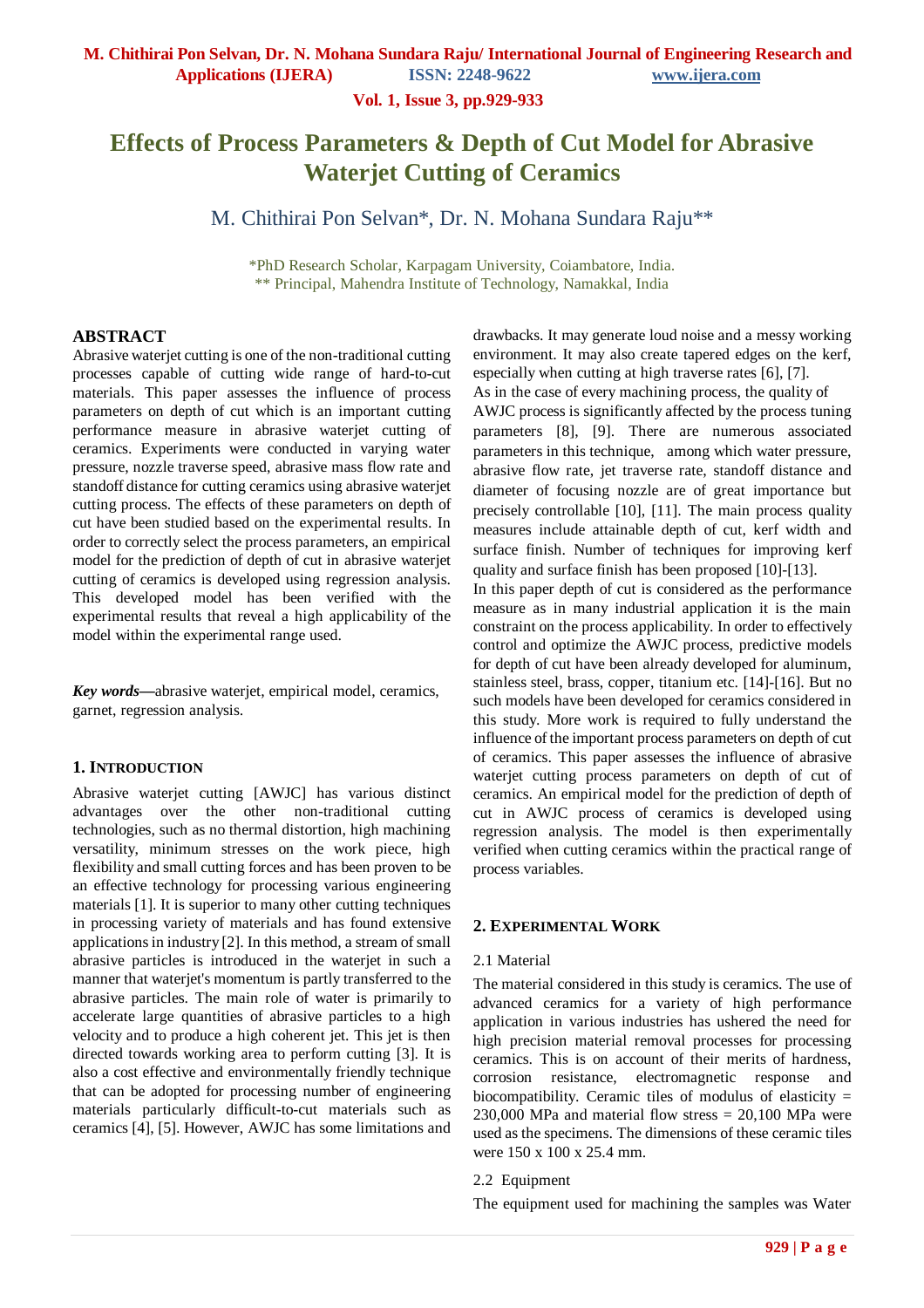# Effects of Process Parameters & Depth of Cut Model for Abrasive Waterjet Cutting of Ceramics

M. Chithirai Pon Selvan*, Dr. N. Mohana Sundara Raju**

*PhD Research Scholar, Karpagam University, Coiambatore, India.
** Principal, Mahendra Institute of Technology, Namakkal, India

## ABSTRACT

Abrasive waterjet cutting is one of the non-traditional cutting processes capable of cutting wide range of hard-to-cut materials. This paper assesses the influence of process parameters on depth of cut which is an important cutting performance measure in abrasive waterjet cutting of ceramics. Experiments were conducted in varying water pressure, nozzle traverse speed, abrasive mass flow rate and standoff distance for cutting ceramics using abrasive waterjet cutting process. The effects of these parameters on depth of cut have been studied based on the experimental results. In order to correctly select the process parameters, an empirical model for the prediction of depth of cut in abrasive waterjet cutting of ceramics is developed using regression analysis. This developed model has been verified with the experimental results that reveal a high applicability of the model within the experimental range used.

***Key words***—abrasive waterjet, empirical model, ceramics, garnet, regression analysis.

## 1. Introduction

Abrasive waterjet cutting [AWJC] has various distinct advantages over the other non-traditional cutting technologies, such as no thermal distortion, high machining versatility, minimum stresses on the work piece, high flexibility and small cutting forces and has been proven to be an effective technology for processing various engineering materials [1]. It is superior to many other cutting techniques in processing variety of materials and has found extensive applications in industry [2]. In this method, a stream of small abrasive particles is introduced in the waterjet in such a manner that waterjet's momentum is partly transferred to the abrasive particles. The main role of water is primarily to accelerate large quantities of abrasive particles to a high velocity and to produce a high coherent jet. This jet is then directed towards working area to perform cutting [3]. It is also a cost effective and environmentally friendly technique that can be adopted for processing number of engineering materials particularly difficult-to-cut materials such as ceramics [4], [5]. However, AWJC has some limitations and drawbacks. It may generate loud noise and a messy working environment. It may also create tapered edges on the kerf, especially when cutting at high traverse rates [6], [7].

As in the case of every machining process, the quality of AWJC process is significantly affected by the process tuning parameters [8], [9]. There are numerous associated parameters in this technique, among which water pressure, abrasive flow rate, jet traverse rate, standoff distance and diameter of focusing nozzle are of great importance but precisely controllable [10], [11]. The main process quality measures include attainable depth of cut, kerf width and surface finish. Number of techniques for improving kerf quality and surface finish has been proposed [10]-[13].

In this paper depth of cut is considered as the performance measure as in many industrial application it is the main constraint on the process applicability. In order to effectively control and optimize the AWJC process, predictive models for depth of cut have been already developed for aluminum, stainless steel, brass, copper, titanium etc. [14]-[16]. But no such models have been developed for ceramics considered in this study. More work is required to fully understand the influence of the important process parameters on depth of cut of ceramics. This paper assesses the influence of abrasive waterjet cutting process parameters on depth of cut of ceramics. An empirical model for the prediction of depth of cut in AWJC process of ceramics is developed using regression analysis. The model is then experimentally verified when cutting ceramics within the practical range of process variables.

## 2. Experimental Work

### 2.1 Material

The material considered in this study is ceramics. The use of advanced ceramics for a variety of high performance application in various industries has ushered the need for high precision material removal processes for processing ceramics. This is on account of their merits of hardness, corrosion resistance, electromagnetic response and biocompatibility. Ceramic tiles of modulus of elasticity = 230,000 MPa and material flow stress = 20,100 MPa were used as the specimens. The dimensions of these ceramic tiles were 150 x 100 x 25.4 mm.

### 2.2 Equipment

The equipment used for machining the samples was Water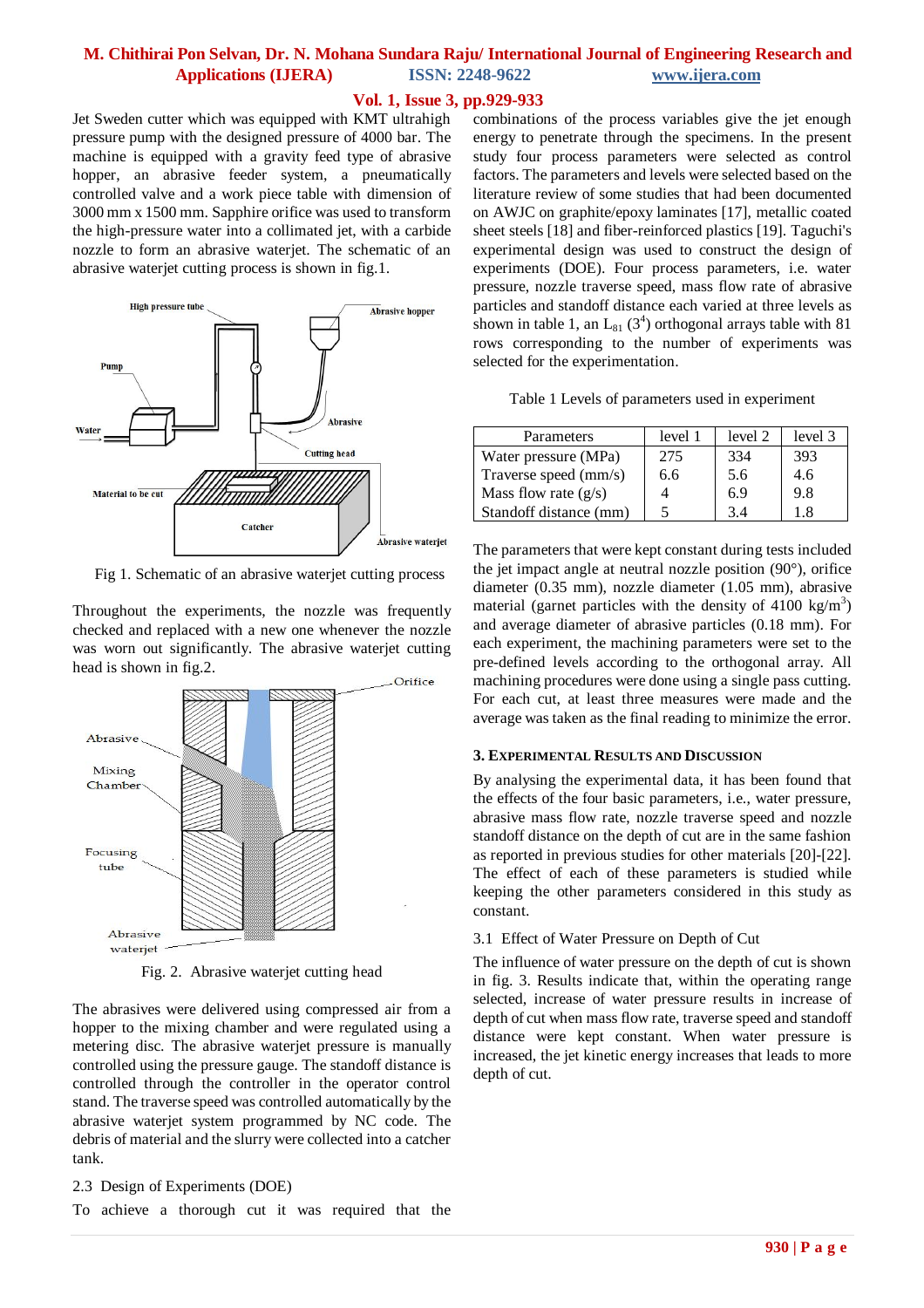Jet Sweden cutter which was equipped with KMT ultrahigh pressure pump with the designed pressure of 4000 bar. The machine is equipped with a gravity feed type of abrasive hopper, an abrasive feeder system, a pneumatically controlled valve and a work piece table with dimension of 3000 mm x 1500 mm. Sapphire orifice was used to transform the high-pressure water into a collimated jet, with a carbide nozzle to form an abrasive waterjet. The schematic of an abrasive waterjet cutting process is shown in fig.1.

Fig 1. Schematic of an abrasive waterjet cutting process

Throughout the experiments, the nozzle was frequently checked and replaced with a new one whenever the nozzle was worn out significantly. The abrasive waterjet cutting head is shown in fig.2.

Fig. 2. Abrasive waterjet cutting head

The abrasives were delivered using compressed air from a hopper to the mixing chamber and were regulated using a metering disc. The abrasive waterjet pressure is manually controlled using the pressure gauge. The standoff distance is controlled through the controller in the operator control stand. The traverse speed was controlled automatically by the abrasive waterjet system programmed by NC code. The debris of material and the slurry were collected into a catcher tank.

### 2.3 Design of Experiments (DOE)

To achieve a thorough cut it was required that the combinations of the process variables give the jet enough energy to penetrate through the specimens. In the present study four process parameters were selected as control factors. The parameters and levels were selected based on the literature review of some studies that had been documented on AWJC on graphite/epoxy laminates [17], metallic coated sheet steels [18] and fiber-reinforced plastics [19]. Taguchi's experimental design was used to construct the design of experiments (DOE). Four process parameters, i.e. water pressure, nozzle traverse speed, mass flow rate of abrasive particles and standoff distance each varied at three levels as shown in table 1, an $L_{81}$ ($3^4$) orthogonal arrays table with 81 rows corresponding to the number of experiments was selected for the experimentation.

Table 1 Levels of parameters used in experiment

| Parameters | level 1 | level 2 | level 3 |
|---|---|---|---|
| Water pressure (MPa) | 275 | 334 | 393 |
| Traverse speed (mm/s) | 6.6 | 5.6 | 4.6 |
| Mass flow rate (g/s) | 4 | 6.9 | 9.8 |
| Standoff distance (mm) | 5 | 3.4 | 1.8 |

The parameters that were kept constant during tests included the jet impact angle at neutral nozzle position (90°), orifice diameter (0.35 mm), nozzle diameter (1.05 mm), abrasive material (garnet particles with the density of 4100 kg/m$^3$) and average diameter of abrasive particles (0.18 mm). For each experiment, the machining parameters were set to the pre-defined levels according to the orthogonal array. All machining procedures were done using a single pass cutting. For each cut, at least three measures were made and the average was taken as the final reading to minimize the error.

## 3. Experimental Results and Discussion

By analysing the experimental data, it has been found that the effects of the four basic parameters, i.e., water pressure, abrasive mass flow rate, nozzle traverse speed and nozzle standoff distance on the depth of cut are in the same fashion as reported in previous studies for other materials [20]-[22]. The effect of each of these parameters is studied while keeping the other parameters considered in this study as constant.

### 3.1 Effect of Water Pressure on Depth of Cut

The influence of water pressure on the depth of cut is shown in fig. 3. Results indicate that, within the operating range selected, increase of water pressure results in increase of depth of cut when mass flow rate, traverse speed and standoff distance were kept constant. When water pressure is increased, the jet kinetic energy increases that leads to more depth of cut.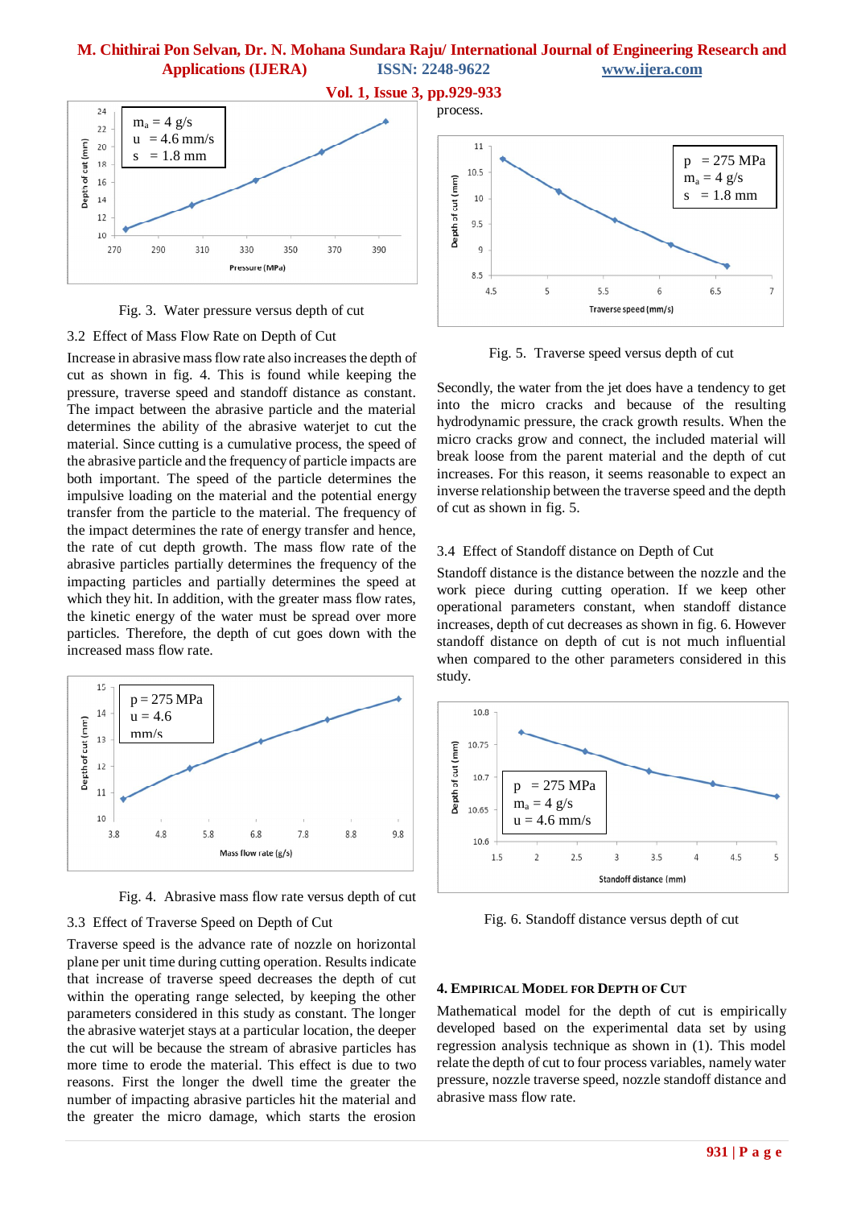Fig. 3. Water pressure versus depth of cut

### 3.2 Effect of Mass Flow Rate on Depth of Cut

Increase in abrasive mass flow rate also increases the depth of cut as shown in fig. 4. This is found while keeping the pressure, traverse speed and standoff distance as constant. The impact between the abrasive particle and the material determines the ability of the abrasive waterjet to cut the material. Since cutting is a cumulative process, the speed of the abrasive particle and the frequency of particle impacts are both important. The speed of the particle determines the impulsive loading on the material and the potential energy transfer from the particle to the material. The frequency of the impact determines the rate of energy transfer and hence, the rate of cut depth growth. The mass flow rate of the abrasive particles partially determines the frequency of the impacting particles and partially determines the speed at which they hit. In addition, with the greater mass flow rates, the kinetic energy of the water must be spread over more particles. Therefore, the depth of cut goes down with the increased mass flow rate.

Fig. 4. Abrasive mass flow rate versus depth of cut

### 3.3 Effect of Traverse Speed on Depth of Cut

Traverse speed is the advance rate of nozzle on horizontal plane per unit time during cutting operation. Results indicate that increase of traverse speed decreases the depth of cut within the operating range selected, by keeping the other parameters considered in this study as constant. The longer the abrasive waterjet stays at a particular location, the deeper the cut will be because the stream of abrasive particles has more time to erode the material. This effect is due to two reasons. First the longer the dwell time the greater the number of impacting abrasive particles hit the material and the greater the micro damage, which starts the erosion process.

Fig. 5. Traverse speed versus depth of cut

Secondly, the water from the jet does have a tendency to get into the micro cracks and because of the resulting hydrodynamic pressure, the crack growth results. When the micro cracks grow and connect, the included material will break loose from the parent material and the depth of cut increases. For this reason, it seems reasonable to expect an inverse relationship between the traverse speed and the depth of cut as shown in fig. 5.

### 3.4 Effect of Standoff distance on Depth of Cut

Standoff distance is the distance between the nozzle and the work piece during cutting operation. If we keep other operational parameters constant, when standoff distance increases, depth of cut decreases as shown in fig. 6. However standoff distance on depth of cut is not much influential when compared to the other parameters considered in this study.

Fig. 6. Standoff distance versus depth of cut

## 4. Empirical Model for Depth of Cut

Mathematical model for the depth of cut is empirically developed based on the experimental data set by using regression analysis technique as shown in (1). This model relate the depth of cut to four process variables, namely water pressure, nozzle traverse speed, nozzle standoff distance and abrasive mass flow rate.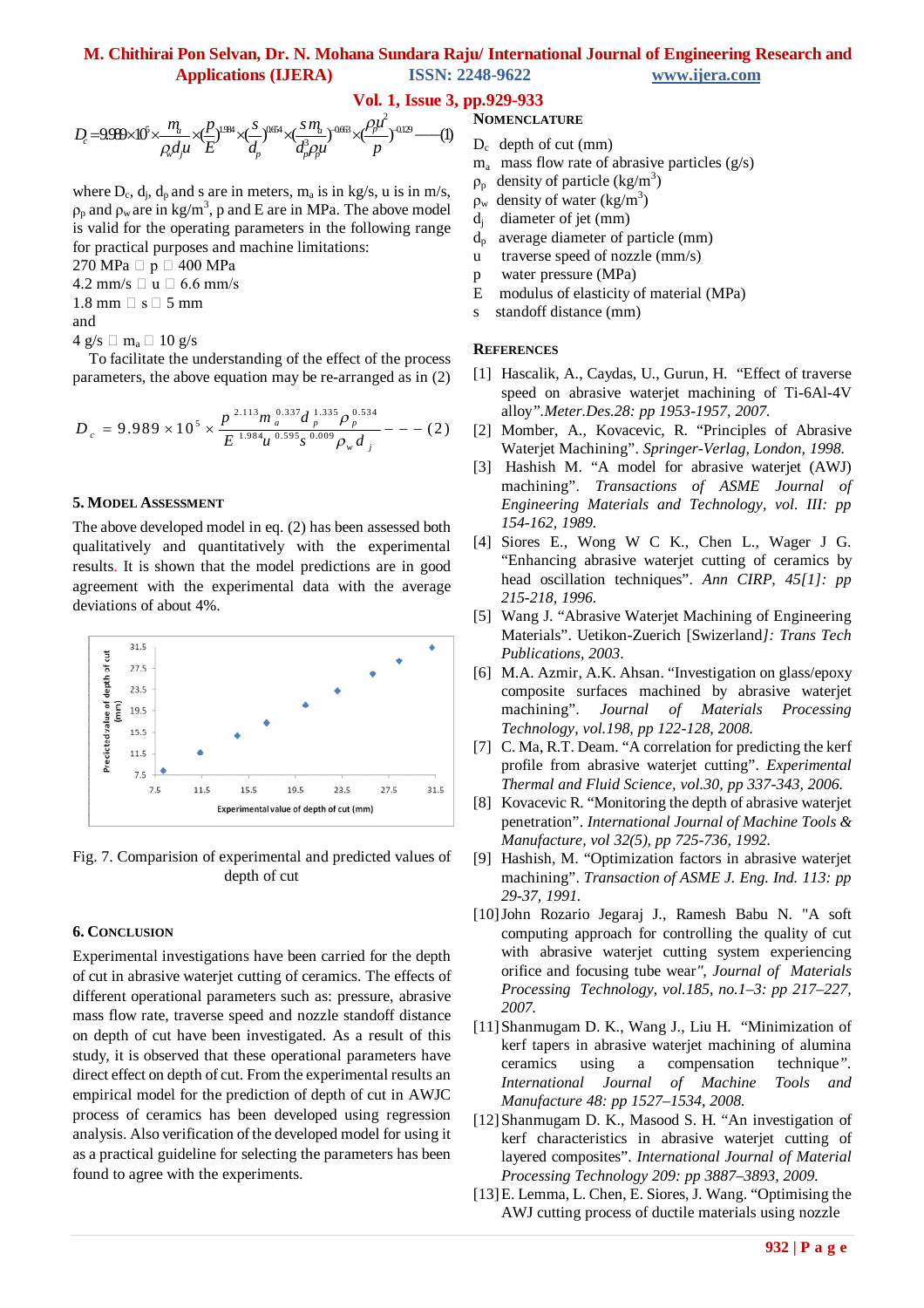$$D_c = 9.989 \times 10^5 \times \frac{m_a}{\rho_w d_j u} \times \left(\frac{p}{E}\right)^{1.984} \times \left(\frac{s}{d_p}\right)^{0.654} \times \left(\frac{s\, m_a}{d_p^3 \rho_p u}\right)^{-0.663} \times \left(\frac{\rho_p u^2}{p}\right)^{-0.129} \text{——(1)}$$

where $D_c$, $d_j$, $d_p$ and s are in meters, $m_a$ is in kg/s, u is in m/s, $\rho_p$ and $\rho_w$ are in kg/m$^3$, p and E are in MPa. The above model is valid for the operating parameters in the following range for practical purposes and machine limitations:

270 MPa ≤ p ≤ 400 MPa

4.2 mm/s ≤ u ≤ 6.6 mm/s

1.8 mm ≤ s ≤ 5 mm

and

4 g/s ≤ $m_a$ ≤ 10 g/s

To facilitate the understanding of the effect of the process parameters, the above equation may be re-arranged as in (2)

$$D_c = 9.989 \times 10^5 \times \frac{p^{2.113} m_a^{0.337} d_p^{1.335} \rho_p^{0.534}}{E^{1.984} u^{0.595} s^{0.009} \rho_w d_j} \text{ - - - (2)}$$

## 5. Model Assessment

The above developed model in eq. (2) has been assessed both qualitatively and quantitatively with the experimental results. It is shown that the model predictions are in good agreement with the experimental data with the average deviations of about 4%.

Fig. 7. Comparision of experimental and predicted values of depth of cut

## 6. Conclusion

Experimental investigations have been carried for the depth of cut in abrasive waterjet cutting of ceramics. The effects of different operational parameters such as: pressure, abrasive mass flow rate, traverse speed and nozzle standoff distance on depth of cut have been investigated. As a result of this study, it is observed that these operational parameters have direct effect on depth of cut. From the experimental results an empirical model for the prediction of depth of cut in AWJC process of ceramics has been developed using regression analysis. Also verification of the developed model for using it as a practical guideline for selecting the parameters has been found to agree with the experiments.

## Nomenclature

- $D_c$ depth of cut (mm)
- $m_a$ mass flow rate of abrasive particles (g/s)
- $\rho_p$ density of particle (kg/m$^3$)
- $\rho_w$ density of water (kg/m$^3$)
- $d_j$ diameter of jet (mm)
- $d_p$ average diameter of particle (mm)
- u traverse speed of nozzle (mm/s)
- p water pressure (MPa)
- E modulus of elasticity of material (MPa)
- s standoff distance (mm)

## References

[1] Hascalik, A., Caydas, U., Gurun, H. "Effect of traverse speed on abrasive waterjet machining of Ti-6Al-4V alloy".*Meter.Des.28: pp 1953-1957, 2007.*

[2] Momber, A., Kovacevic, R. "Principles of Abrasive Waterjet Machining". *Springer-Verlag, London, 1998.*

[3] Hashish M. "A model for abrasive waterjet (AWJ) machining". *Transactions of ASME Journal of Engineering Materials and Technology, vol. III: pp 154-162, 1989.*

[4] Siores E., Wong W C K., Chen L., Wager J G. "Enhancing abrasive waterjet cutting of ceramics by head oscillation techniques". *Ann CIRP, 45[1]: pp 215-218, 1996.*

[5] Wang J. "Abrasive Waterjet Machining of Engineering Materials". Uetikon-Zuerich [Swizerland]*: Trans Tech Publications, 2003*.

[6] M.A. Azmir, A.K. Ahsan. "Investigation on glass/epoxy composite surfaces machined by abrasive waterjet machining". *Journal of Materials Processing Technology, vol.198, pp 122-128, 2008.*

[7] C. Ma, R.T. Deam. "A correlation for predicting the kerf profile from abrasive waterjet cutting". *Experimental Thermal and Fluid Science, vol.30, pp 337-343, 2006.*

[8] Kovacevic R. "Monitoring the depth of abrasive waterjet penetration". *International Journal of Machine Tools & Manufacture, vol 32(5), pp 725-736, 1992.*

[9] Hashish, M. "Optimization factors in abrasive waterjet machining". *Transaction of ASME J. Eng. Ind. 113: pp 29-37, 1991.*

[10] John Rozario Jegaraj J., Ramesh Babu N. "A soft computing approach for controlling the quality of cut with abrasive waterjet cutting system experiencing orifice and focusing tube wear", *Journal of Materials Processing Technology, vol.185, no.1–3: pp 217–227, 2007.*

[11] Shanmugam D. K., Wang J., Liu H. "Minimization of kerf tapers in abrasive waterjet machining of alumina ceramics using a compensation technique". *International Journal of Machine Tools and Manufacture 48: pp 1527–1534, 2008.*

[12] Shanmugam D. K., Masood S. H. "An investigation of kerf characteristics in abrasive waterjet cutting of layered composites". *International Journal of Material Processing Technology 209: pp 3887–3893, 2009.*

[13] E. Lemma, L. Chen, E. Siores, J. Wang. "Optimising the AWJ cutting process of ductile materials using nozzle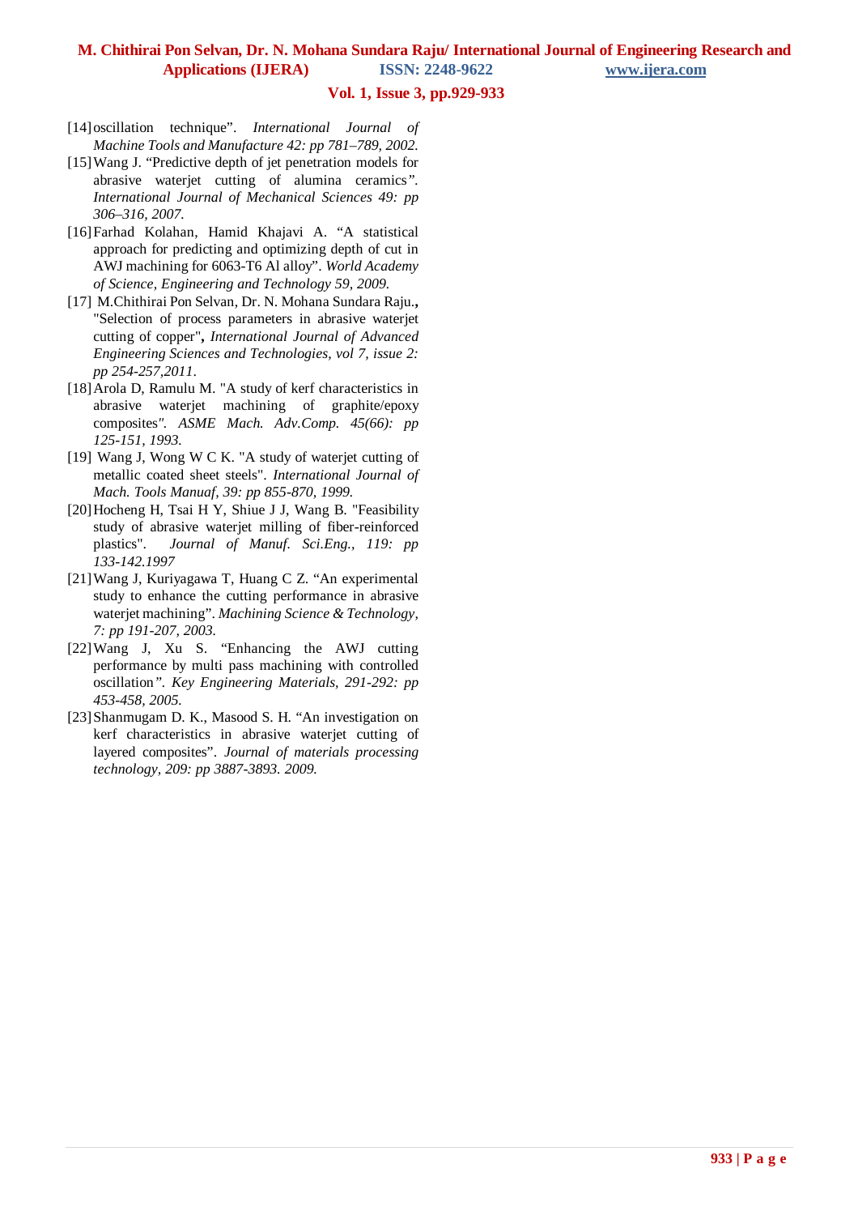[14] oscillation technique". *International Journal of Machine Tools and Manufacture 42: pp 781–789, 2002.*

[15] Wang J. "Predictive depth of jet penetration models for abrasive waterjet cutting of alumina ceramics". *International Journal of Mechanical Sciences 49: pp 306–316, 2007.*

[16] Farhad Kolahan, Hamid Khajavi A. "A statistical approach for predicting and optimizing depth of cut in AWJ machining for 6063-T6 Al alloy". *World Academy of Science, Engineering and Technology 59, 2009.*

[17] M.Chithirai Pon Selvan, Dr. N. Mohana Sundara Raju., "Selection of process parameters in abrasive waterjet cutting of copper", *International Journal of Advanced Engineering Sciences and Technologies, vol 7, issue 2: pp 254-257,2011.*

[18] Arola D, Ramulu M. "A study of kerf characteristics in abrasive waterjet machining of graphite/epoxy composites". *ASME Mach. Adv.Comp. 45(66): pp 125-151, 1993.*

[19] Wang J, Wong W C K. "A study of waterjet cutting of metallic coated sheet steels". *International Journal of Mach. Tools Manuaf, 39: pp 855-870, 1999.*

[20] Hocheng H, Tsai H Y, Shiue J J, Wang B. "Feasibility study of abrasive waterjet milling of fiber-reinforced plastics". *Journal of Manuf. Sci.Eng., 119: pp 133-142.1997*

[21] Wang J, Kuriyagawa T, Huang C Z. "An experimental study to enhance the cutting performance in abrasive waterjet machining". *Machining Science & Technology, 7: pp 191-207, 2003.*

[22] Wang J, Xu S. "Enhancing the AWJ cutting performance by multi pass machining with controlled oscillation". *Key Engineering Materials, 291-292: pp 453-458, 2005.*

[23] Shanmugam D. K., Masood S. H. "An investigation on kerf characteristics in abrasive waterjet cutting of layered composites". *Journal of materials processing technology, 209: pp 3887-3893. 2009.*